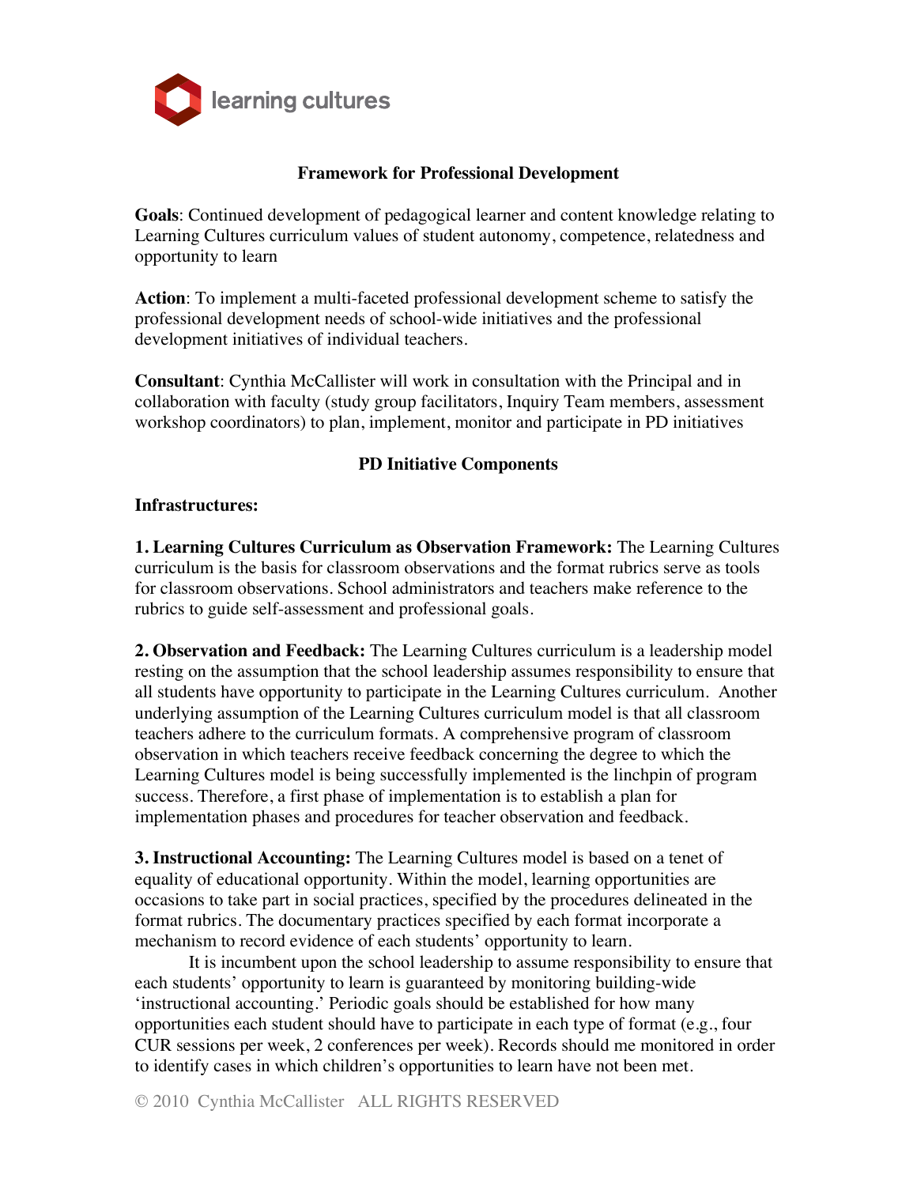learning cultures

# Framework for Professional Development

**Goals**: Continued development of pedagogical learner and content knowledge relating to Learning Cultures curriculum values of student autonomy, competence, relatedness and opportunity to learn

**Action**: To implement a multi-faceted professional development scheme to satisfy the professional development needs of school-wide initiatives and the professional development initiatives of individual teachers.

**Consultant**: Cynthia McCallister will work in consultation with the Principal and in collaboration with faculty (study group facilitators, Inquiry Team members, assessment workshop coordinators) to plan, implement, monitor and participate in PD initiatives

## PD Initiative Components

### Infrastructures:

**1. Learning Cultures Curriculum as Observation Framework:** The Learning Cultures curriculum is the basis for classroom observations and the format rubrics serve as tools for classroom observations. School administrators and teachers make reference to the rubrics to guide self-assessment and professional goals.

**2. Observation and Feedback:** The Learning Cultures curriculum is a leadership model resting on the assumption that the school leadership assumes responsibility to ensure that all students have opportunity to participate in the Learning Cultures curriculum. Another underlying assumption of the Learning Cultures curriculum model is that all classroom teachers adhere to the curriculum formats. A comprehensive program of classroom observation in which teachers receive feedback concerning the degree to which the Learning Cultures model is being successfully implemented is the linchpin of program success. Therefore, a first phase of implementation is to establish a plan for implementation phases and procedures for teacher observation and feedback.

**3. Instructional Accounting:** The Learning Cultures model is based on a tenet of equality of educational opportunity. Within the model, learning opportunities are occasions to take part in social practices, specified by the procedures delineated in the format rubrics. The documentary practices specified by each format incorporate a mechanism to record evidence of each students' opportunity to learn.

It is incumbent upon the school leadership to assume responsibility to ensure that each students' opportunity to learn is guaranteed by monitoring building-wide 'instructional accounting.' Periodic goals should be established for how many opportunities each student should have to participate in each type of format (e.g., four CUR sessions per week, 2 conferences per week). Records should me monitored in order to identify cases in which children's opportunities to learn have not been met.

© 2010 Cynthia McCallister ALL RIGHTS RESERVED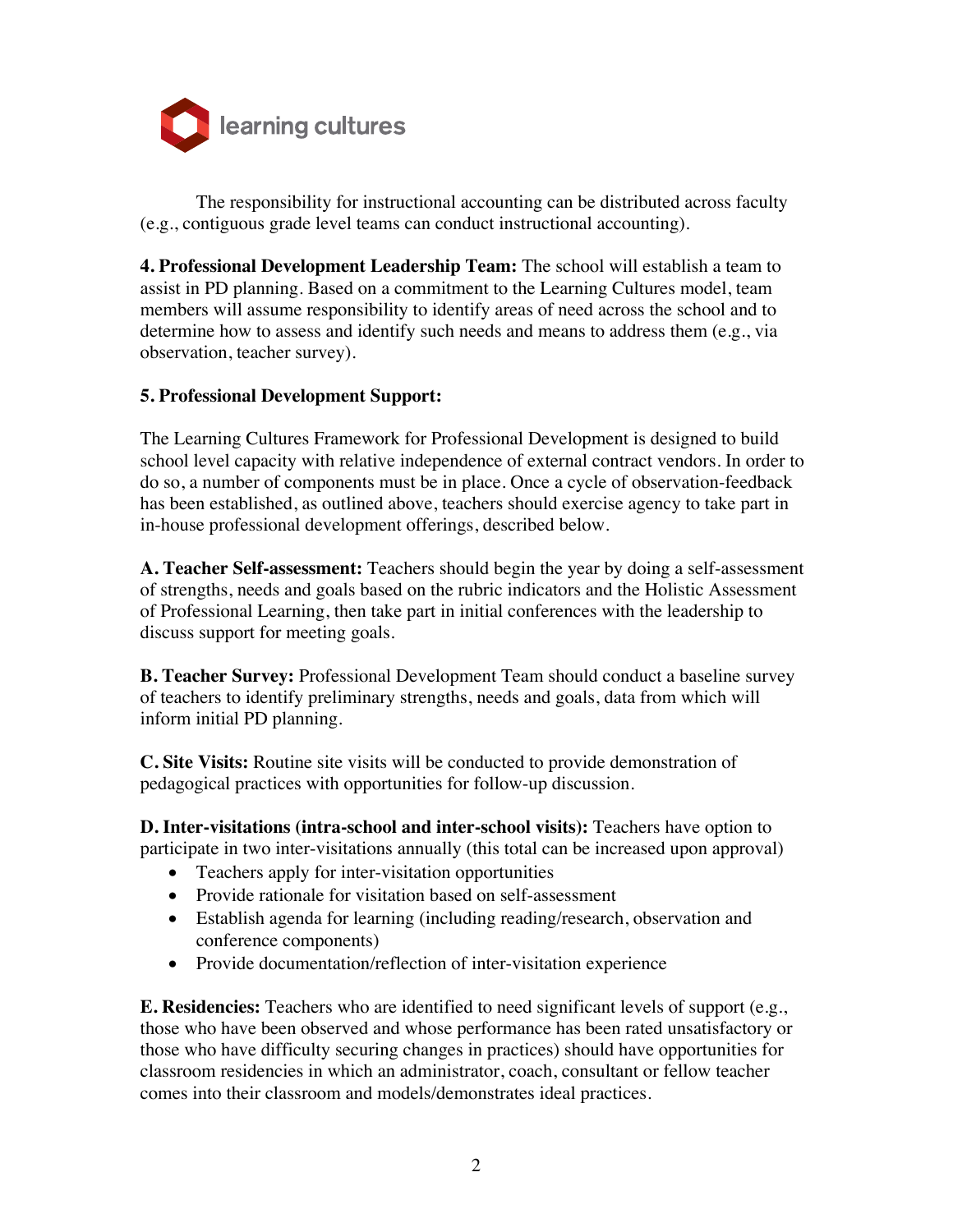The responsibility for instructional accounting can be distributed across faculty (e.g., contiguous grade level teams can conduct instructional accounting).

**4. Professional Development Leadership Team:** The school will establish a team to assist in PD planning. Based on a commitment to the Learning Cultures model, team members will assume responsibility to identify areas of need across the school and to determine how to assess and identify such needs and means to address them (e.g., via observation, teacher survey).

**5. Professional Development Support:**

The Learning Cultures Framework for Professional Development is designed to build school level capacity with relative independence of external contract vendors. In order to do so, a number of components must be in place. Once a cycle of observation-feedback has been established, as outlined above, teachers should exercise agency to take part in in-house professional development offerings, described below.

**A. Teacher Self-assessment:** Teachers should begin the year by doing a self-assessment of strengths, needs and goals based on the rubric indicators and the Holistic Assessment of Professional Learning, then take part in initial conferences with the leadership to discuss support for meeting goals.

**B. Teacher Survey:** Professional Development Team should conduct a baseline survey of teachers to identify preliminary strengths, needs and goals, data from which will inform initial PD planning.

**C. Site Visits:** Routine site visits will be conducted to provide demonstration of pedagogical practices with opportunities for follow-up discussion.

**D. Inter-visitations (intra-school and inter-school visits):** Teachers have option to participate in two inter-visitations annually (this total can be increased upon approval)

- Teachers apply for inter-visitation opportunities
- Provide rationale for visitation based on self-assessment
- Establish agenda for learning (including reading/research, observation and conference components)
- Provide documentation/reflection of inter-visitation experience

**E. Residencies:** Teachers who are identified to need significant levels of support (e.g., those who have been observed and whose performance has been rated unsatisfactory or those who have difficulty securing changes in practices) should have opportunities for classroom residencies in which an administrator, coach, consultant or fellow teacher comes into their classroom and models/demonstrates ideal practices.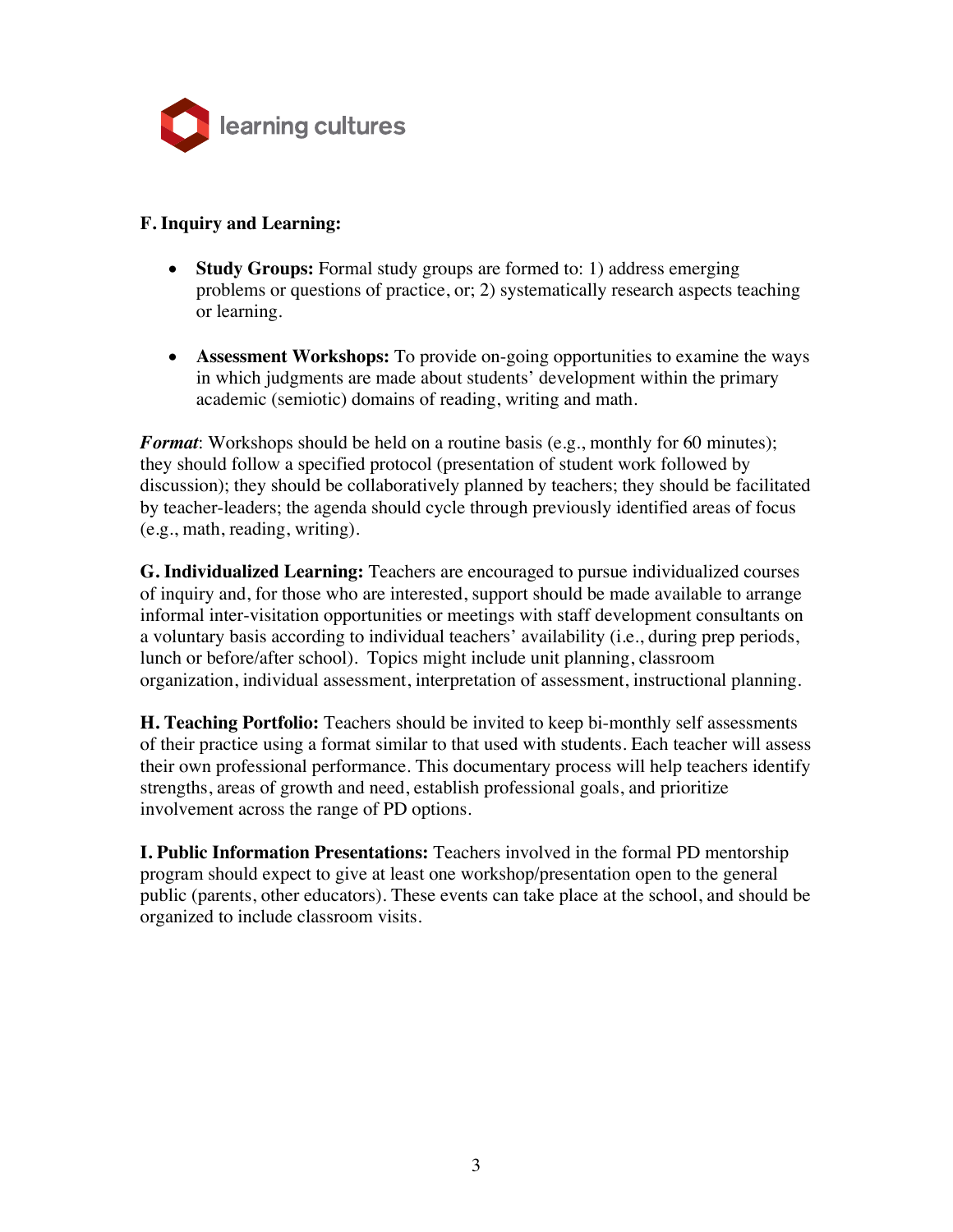**F. Inquiry and Learning:**

- **Study Groups:** Formal study groups are formed to: 1) address emerging problems or questions of practice, or; 2) systematically research aspects teaching or learning.

- **Assessment Workshops:** To provide on-going opportunities to examine the ways in which judgments are made about students' development within the primary academic (semiotic) domains of reading, writing and math.

***Format***: Workshops should be held on a routine basis (e.g., monthly for 60 minutes); they should follow a specified protocol (presentation of student work followed by discussion); they should be collaboratively planned by teachers; they should be facilitated by teacher-leaders; the agenda should cycle through previously identified areas of focus (e.g., math, reading, writing).

**G. Individualized Learning:** Teachers are encouraged to pursue individualized courses of inquiry and, for those who are interested, support should be made available to arrange informal inter-visitation opportunities or meetings with staff development consultants on a voluntary basis according to individual teachers' availability (i.e., during prep periods, lunch or before/after school). Topics might include unit planning, classroom organization, individual assessment, interpretation of assessment, instructional planning.

**H. Teaching Portfolio:** Teachers should be invited to keep bi-monthly self assessments of their practice using a format similar to that used with students. Each teacher will assess their own professional performance. This documentary process will help teachers identify strengths, areas of growth and need, establish professional goals, and prioritize involvement across the range of PD options.

**I. Public Information Presentations:** Teachers involved in the formal PD mentorship program should expect to give at least one workshop/presentation open to the general public (parents, other educators). These events can take place at the school, and should be organized to include classroom visits.